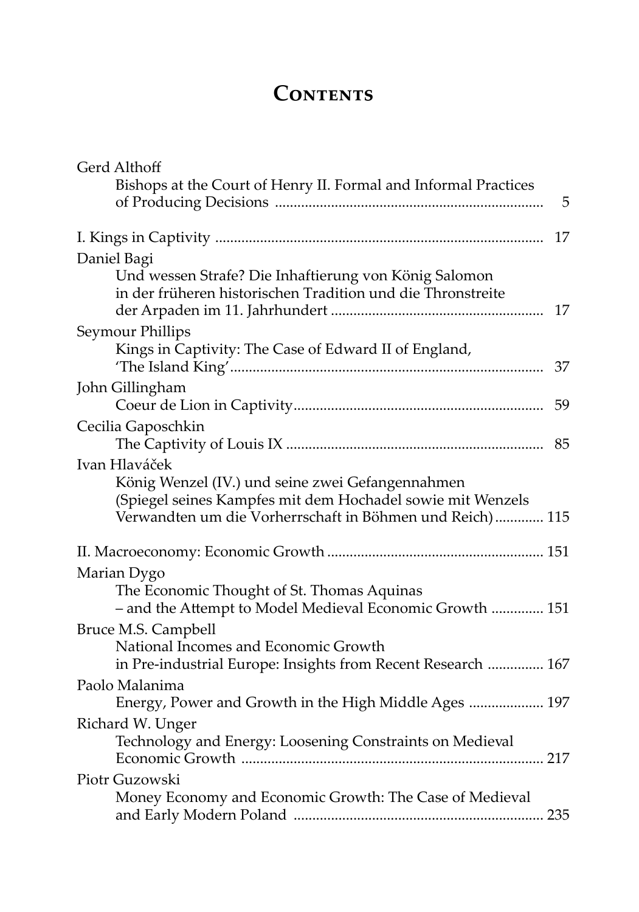# Contents

Gerd Althoff
Bishops at the Court of Henry II. Formal and Informal Practices of Producing Decisions ........ 5

I. Kings in Captivity ........ 17

Daniel Bagi
Und wessen Strafe? Die Inhaftierung von König Salomon in der früheren historischen Tradition und die Thronstreite der Arpaden im 11. Jahrhundert ........ 17

Seymour Phillips
Kings in Captivity: The Case of Edward II of England, 'The Island King' ........ 37

John Gillingham
Coeur de Lion in Captivity ........ 59

Cecilia Gaposchkin
The Captivity of Louis IX ........ 85

Ivan Hlaváček
König Wenzel (IV.) und seine zwei Gefangennahmen (Spiegel seines Kampfes mit dem Hochadel sowie mit Wenzels Verwandten um die Vorherrschaft in Böhmen und Reich) ........ 115

II. Macroeconomy: Economic Growth ........ 151

Marian Dygo
The Economic Thought of St. Thomas Aquinas – and the Attempt to Model Medieval Economic Growth ........ 151

Bruce M.S. Campbell
National Incomes and Economic Growth in Pre-industrial Europe: Insights from Recent Research ........ 167

Paolo Malanima
Energy, Power and Growth in the High Middle Ages ........ 197

Richard W. Unger
Technology and Energy: Loosening Constraints on Medieval Economic Growth ........ 217

Piotr Guzowski
Money Economy and Economic Growth: The Case of Medieval and Early Modern Poland ........ 235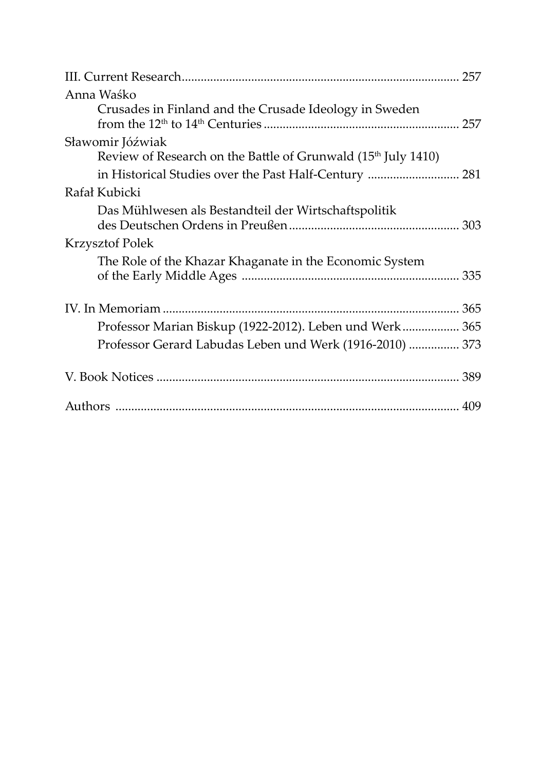III. Current Research ..................................................................................... 257

Anna Waśko

Crusades in Finland and the Crusade Ideology in Sweden from the 12th to 14th Centuries ............................................................ 257

Sławomir Jóźwiak

Review of Research on the Battle of Grunwald (15th July 1410) in Historical Studies over the Past Half-Century ............................ 281

Rafał Kubicki

Das Mühlwesen als Bestandteil der Wirtschaftspolitik des Deutschen Ordens in Preußen ..................................................... 303

Krzysztof Polek

The Role of the Khazar Khaganate in the Economic System of the Early Middle Ages .................................................................... 335

IV. In Memoriam ............................................................................................ 365

Professor Marian Biskup (1922-2012). Leben und Werk .................. 365

Professor Gerard Labudas Leben und Werk (1916-2010) ................ 373

V. Book Notices ............................................................................................... 389

Authors .......................................................................................................... 409